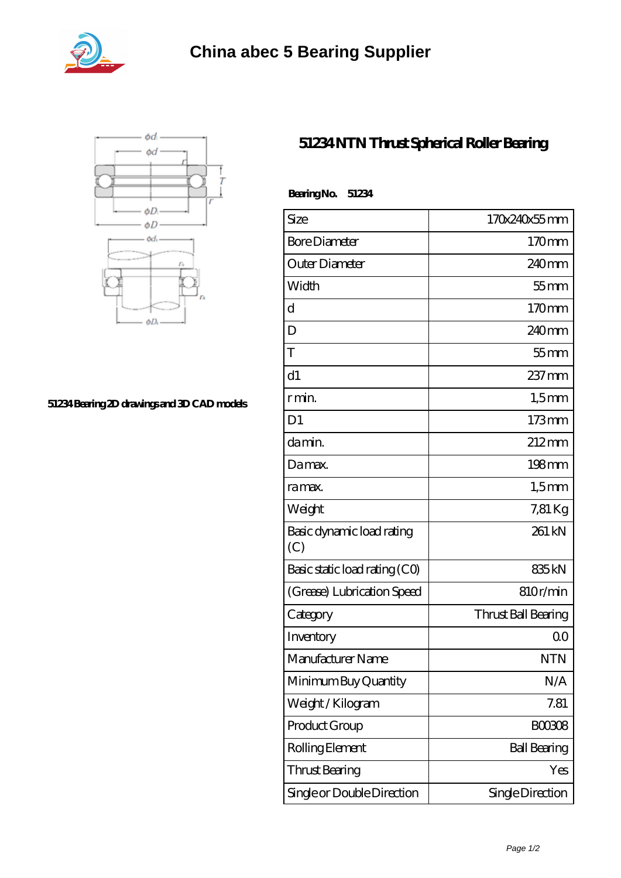# China abec 5 Bearing Supplier

## 51234 NTN Thrust Spherical Roller Bearing

51234 Bearing 2D drawings and 3D CAD models

**Bearing No. 51234**

| Size | 170x240x55 mm |
|---|---|
| Bore Diameter | 170 mm |
| Outer Diameter | 240 mm |
| Width | 55 mm |
| d | 170 mm |
| D | 240 mm |
| T | 55 mm |
| d1 | 237 mm |
| r min. | 1,5 mm |
| D1 | 173 mm |
| da min. | 212 mm |
| Da max. | 198 mm |
| ra max. | 1,5 mm |
| Weight | 7,81 Kg |
| Basic dynamic load rating (C) | 261 kN |
| Basic static load rating (C0) | 835 kN |
| (Grease) Lubrication Speed | 810 r/min |
| Category | Thrust Ball Bearing |
| Inventory | 0.0 |
| Manufacturer Name | NTN |
| Minimum Buy Quantity | N/A |
| Weight / Kilogram | 7.81 |
| Product Group | B00308 |
| Rolling Element | Ball Bearing |
| Thrust Bearing | Yes |
| Single or Double Direction | Single Direction |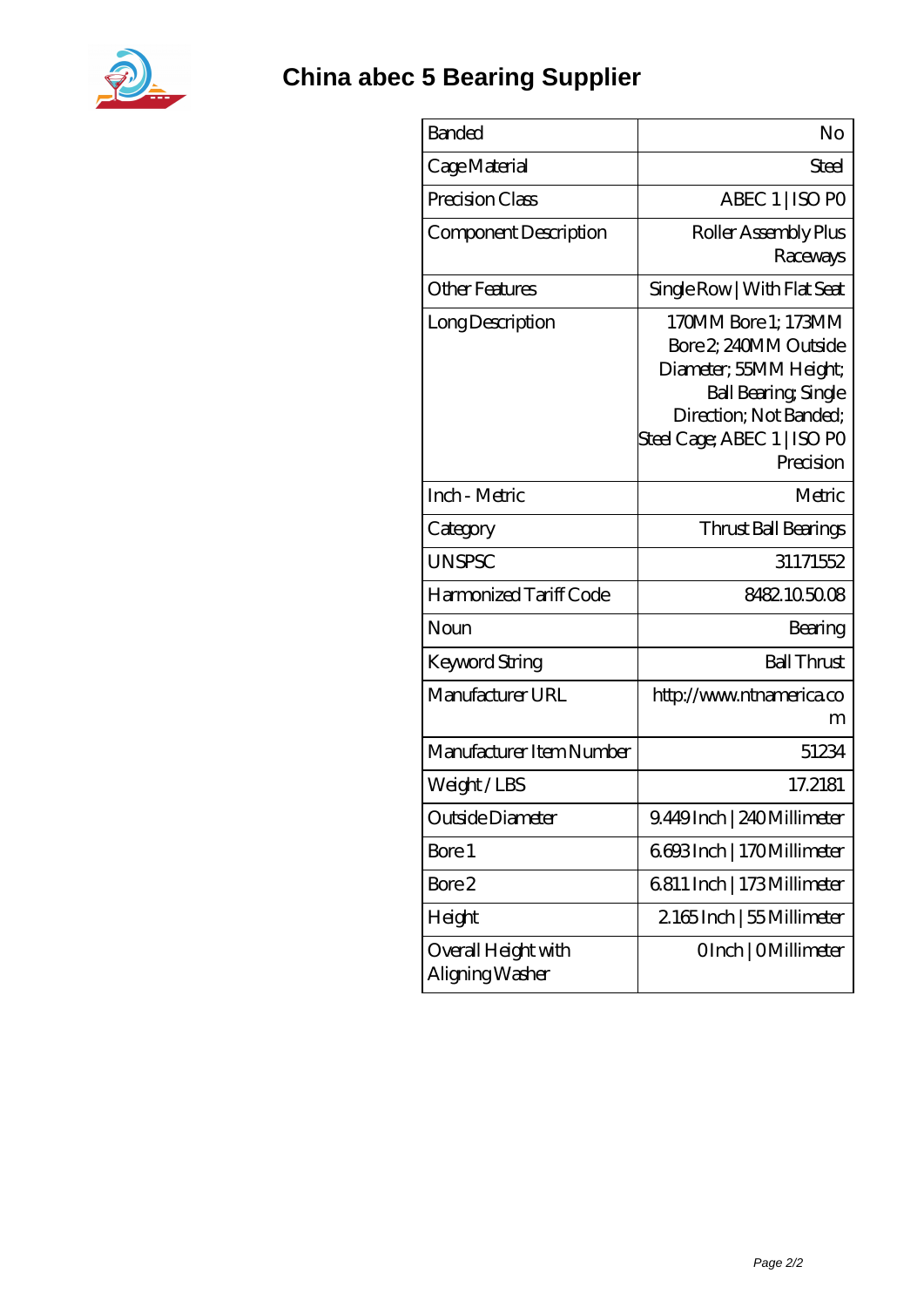# China abec 5 Bearing Supplier

| | |
|---|---|
| Banded | No |
| Cage Material | Steel |
| Precision Class | ABEC 1 \| ISO P0 |
| Component Description | Roller Assembly Plus Raceways |
| Other Features | Single Row \| With Flat Seat |
| Long Description | 170MM Bore 1; 173MM Bore 2; 240MM Outside Diameter; 55MM Height; Ball Bearing; Single Direction; Not Banded; Steel Cage; ABEC 1 \| ISO P0 Precision |
| Inch - Metric | Metric |
| Category | Thrust Ball Bearings |
| UNSPSC | 31171552 |
| Harmonized Tariff Code | 8482.10.50.08 |
| Noun | Bearing |
| Keyword String | Ball Thrust |
| Manufacturer URL | http://www.ntnamerica.com |
| Manufacturer Item Number | 51234 |
| Weight / LBS | 17.2181 |
| Outside Diameter | 9.449 Inch \| 240 Millimeter |
| Bore 1 | 6.693 Inch \| 170 Millimeter |
| Bore 2 | 6.811 Inch \| 173 Millimeter |
| Height | 2.165 Inch \| 55 Millimeter |
| Overall Height with Aligning Washer | 0 Inch \| 0 Millimeter |